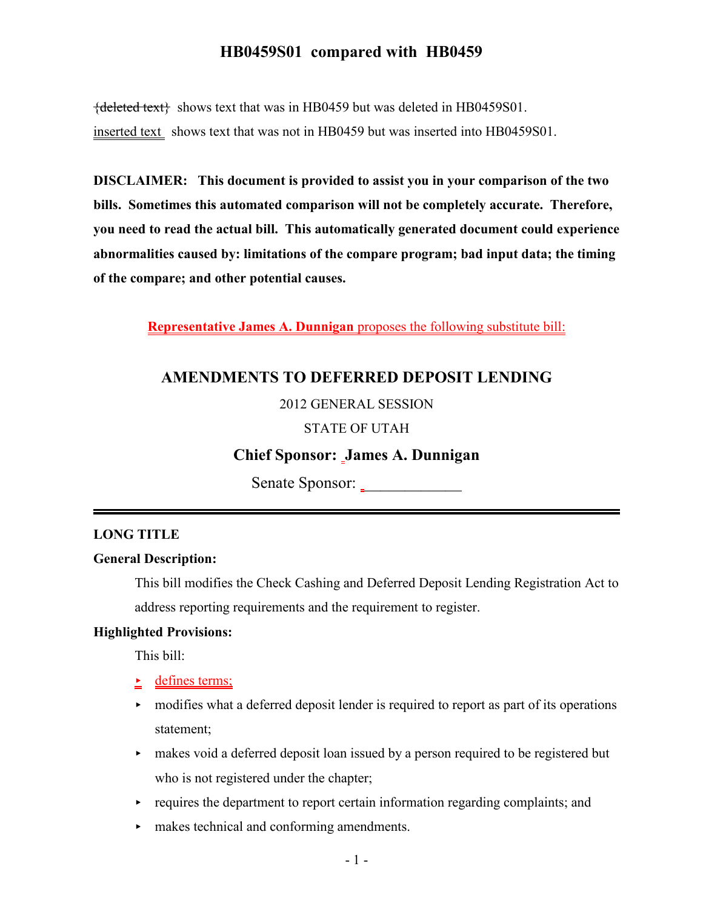# HB0459S01 compared with HB0459

{deleted text} shows text that was in HB0459 but was deleted in HB0459S01.

inserted text shows text that was not in HB0459 but was inserted into HB0459S01.

**DISCLAIMER: This document is provided to assist you in your comparison of the two bills. Sometimes this automated comparison will not be completely accurate. Therefore, you need to read the actual bill. This automatically generated document could experience abnormalities caused by: limitations of the compare program; bad input data; the timing of the compare; and other potential causes.**

**Representative James A. Dunnigan** proposes the following substitute bill:

## AMENDMENTS TO DEFERRED DEPOSIT LENDING

2012 GENERAL SESSION

STATE OF UTAH

**Chief Sponsor: James A. Dunnigan**

Senate Sponsor: ____________

### LONG TITLE

**General Description:**

This bill modifies the Check Cashing and Deferred Deposit Lending Registration Act to address reporting requirements and the requirement to register.

**Highlighted Provisions:**

This bill:

- defines terms;
- modifies what a deferred deposit lender is required to report as part of its operations statement;
- makes void a deferred deposit loan issued by a person required to be registered but who is not registered under the chapter;
- requires the department to report certain information regarding complaints; and
- makes technical and conforming amendments.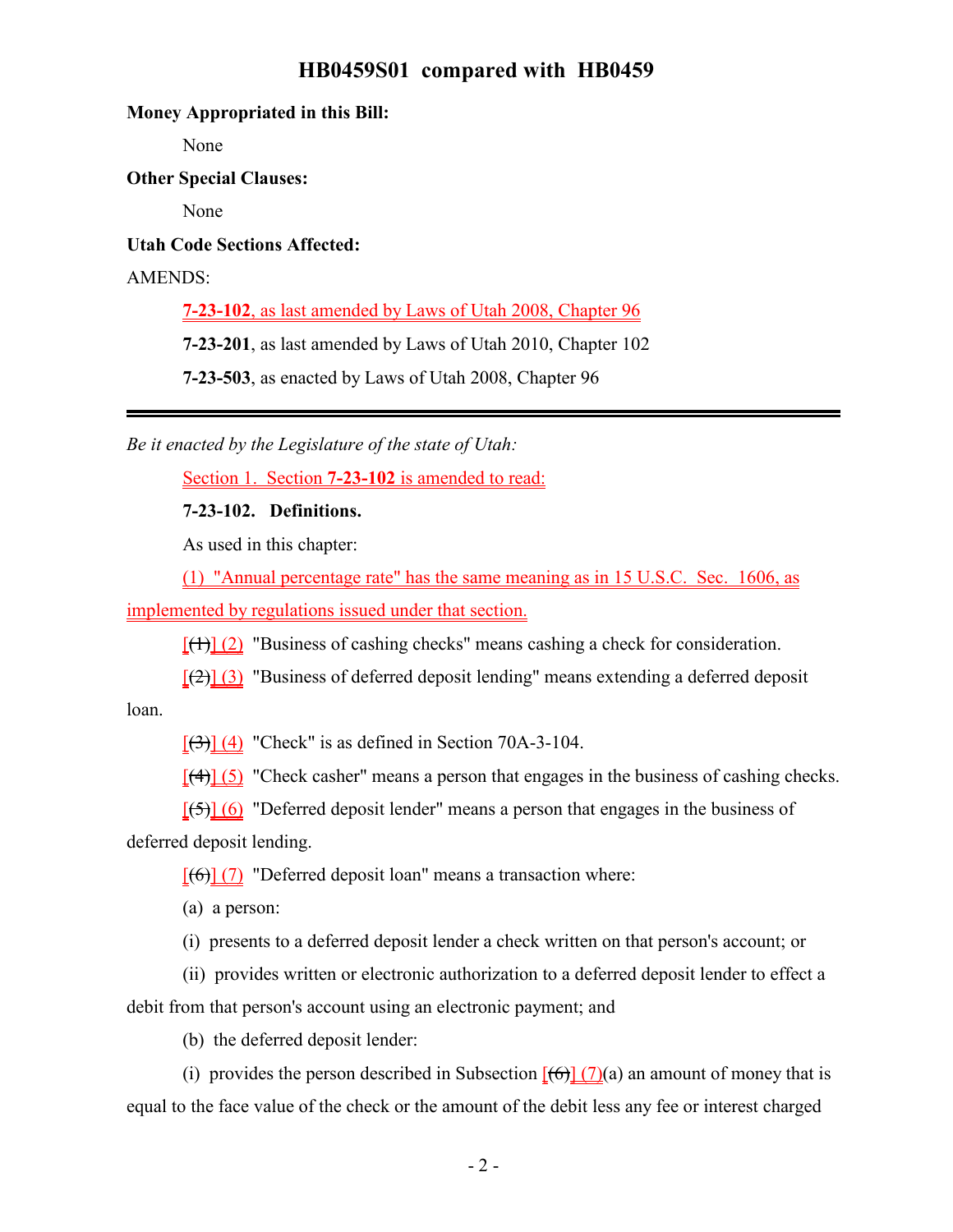**Money Appropriated in this Bill:**

None

**Other Special Clauses:**

None

**Utah Code Sections Affected:**

AMENDS:

**7-23-102**, as last amended by Laws of Utah 2008, Chapter 96

**7-23-201**, as last amended by Laws of Utah 2010, Chapter 102

**7-23-503**, as enacted by Laws of Utah 2008, Chapter 96

---

*Be it enacted by the Legislature of the state of Utah:*

Section 1. Section **7-23-102** is amended to read:

**7-23-102. Definitions.**

As used in this chapter:

(1) "Annual percentage rate" has the same meaning as in 15 U.S.C. Sec. 1606, as implemented by regulations issued under that section.

[~~(1)~~] (2) "Business of cashing checks" means cashing a check for consideration.

[~~(2)~~] (3) "Business of deferred deposit lending" means extending a deferred deposit loan.

[~~(3)~~] (4) "Check" is as defined in Section 70A-3-104.

[~~(4)~~] (5) "Check casher" means a person that engages in the business of cashing checks.

[~~(5)~~] (6) "Deferred deposit lender" means a person that engages in the business of deferred deposit lending.

[~~(6)~~] (7) "Deferred deposit loan" means a transaction where:

(a) a person:

(i) presents to a deferred deposit lender a check written on that person's account; or

(ii) provides written or electronic authorization to a deferred deposit lender to effect a debit from that person's account using an electronic payment; and

(b) the deferred deposit lender:

(i) provides the person described in Subsection [~~(6)~~] (7)(a) an amount of money that is equal to the face value of the check or the amount of the debit less any fee or interest charged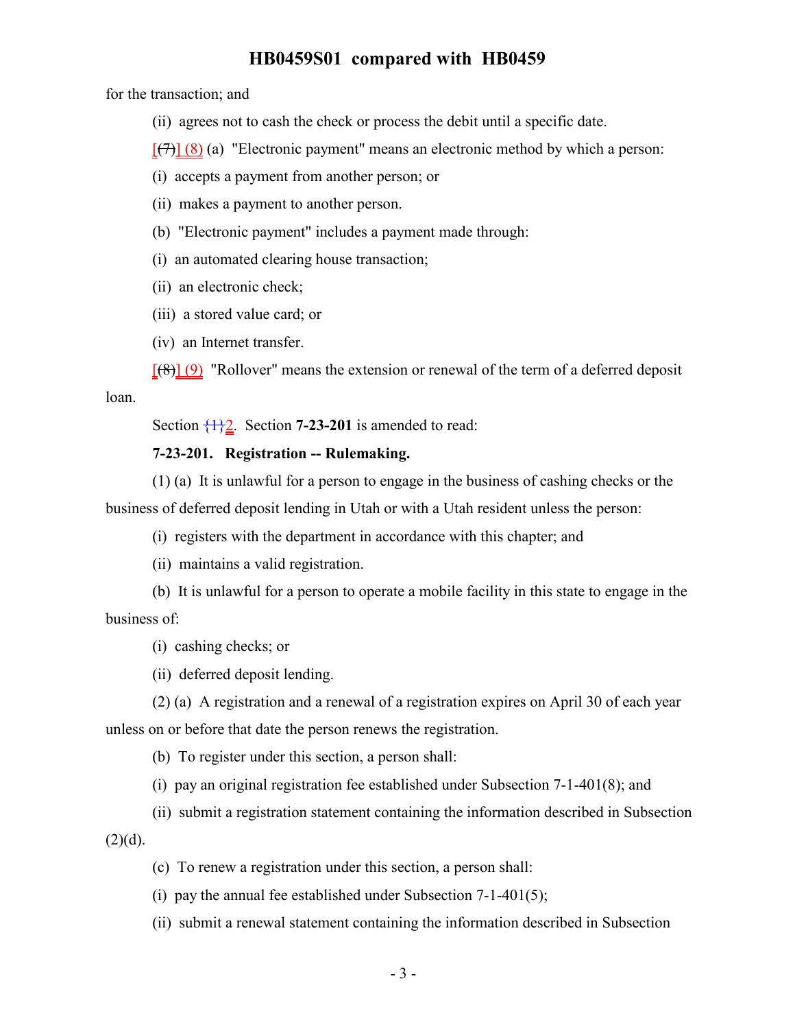for the transaction; and

(ii) agrees not to cash the check or process the debit until a specific date.

[(7)] (8) (a) "Electronic payment" means an electronic method by which a person:

(i) accepts a payment from another person; or

(ii) makes a payment to another person.

(b) "Electronic payment" includes a payment made through:

(i) an automated clearing house transaction;

(ii) an electronic check;

(iii) a stored value card; or

(iv) an Internet transfer.

[(8)] (9) "Rollover" means the extension or renewal of the term of a deferred deposit loan.

Section {1}2. Section **7-23-201** is amended to read:

**7-23-201. Registration -- Rulemaking.**

(1) (a) It is unlawful for a person to engage in the business of cashing checks or the business of deferred deposit lending in Utah or with a Utah resident unless the person:

(i) registers with the department in accordance with this chapter; and

(ii) maintains a valid registration.

(b) It is unlawful for a person to operate a mobile facility in this state to engage in the business of:

(i) cashing checks; or

(ii) deferred deposit lending.

(2) (a) A registration and a renewal of a registration expires on April 30 of each year unless on or before that date the person renews the registration.

(b) To register under this section, a person shall:

(i) pay an original registration fee established under Subsection 7-1-401(8); and

(ii) submit a registration statement containing the information described in Subsection (2)(d).

(c) To renew a registration under this section, a person shall:

(i) pay the annual fee established under Subsection 7-1-401(5);

(ii) submit a renewal statement containing the information described in Subsection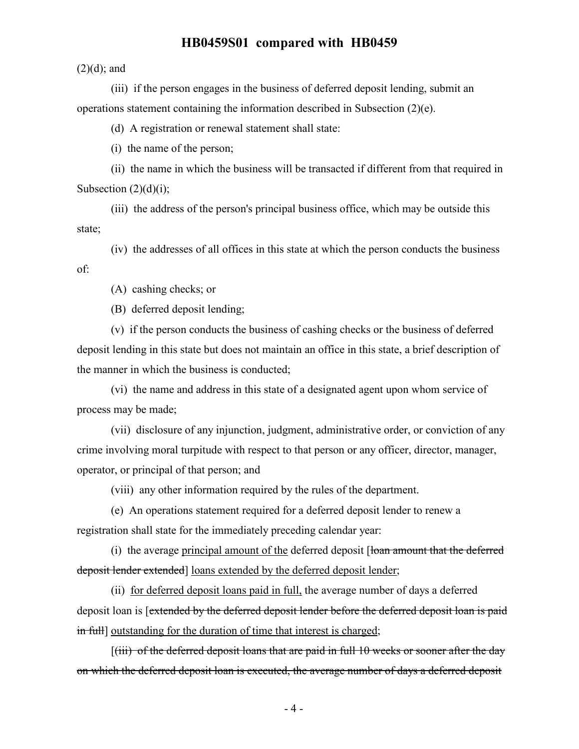(2)(d); and

(iii) if the person engages in the business of deferred deposit lending, submit an operations statement containing the information described in Subsection (2)(e).

(d) A registration or renewal statement shall state:

(i) the name of the person;

(ii) the name in which the business will be transacted if different from that required in Subsection (2)(d)(i);

(iii) the address of the person's principal business office, which may be outside this state;

(iv) the addresses of all offices in this state at which the person conducts the business of:

(A) cashing checks; or

(B) deferred deposit lending;

(v) if the person conducts the business of cashing checks or the business of deferred deposit lending in this state but does not maintain an office in this state, a brief description of the manner in which the business is conducted;

(vi) the name and address in this state of a designated agent upon whom service of process may be made;

(vii) disclosure of any injunction, judgment, administrative order, or conviction of any crime involving moral turpitude with respect to that person or any officer, director, manager, operator, or principal of that person; and

(viii) any other information required by the rules of the department.

(e) An operations statement required for a deferred deposit lender to renew a registration shall state for the immediately preceding calendar year:

(i) the average <u>principal amount of the</u> deferred deposit [~~loan amount that the deferred deposit lender extended~~] <u>loans extended by the deferred deposit lender</u>;

(ii) <u>for deferred deposit loans paid in full,</u> the average number of days a deferred deposit loan is [~~extended by the deferred deposit lender before the deferred deposit loan is paid in full~~] <u>outstanding for the duration of time that interest is charged</u>;

[~~(iii) of the deferred deposit loans that are paid in full 10 weeks or sooner after the day on which the deferred deposit loan is executed, the average number of days a deferred deposit~~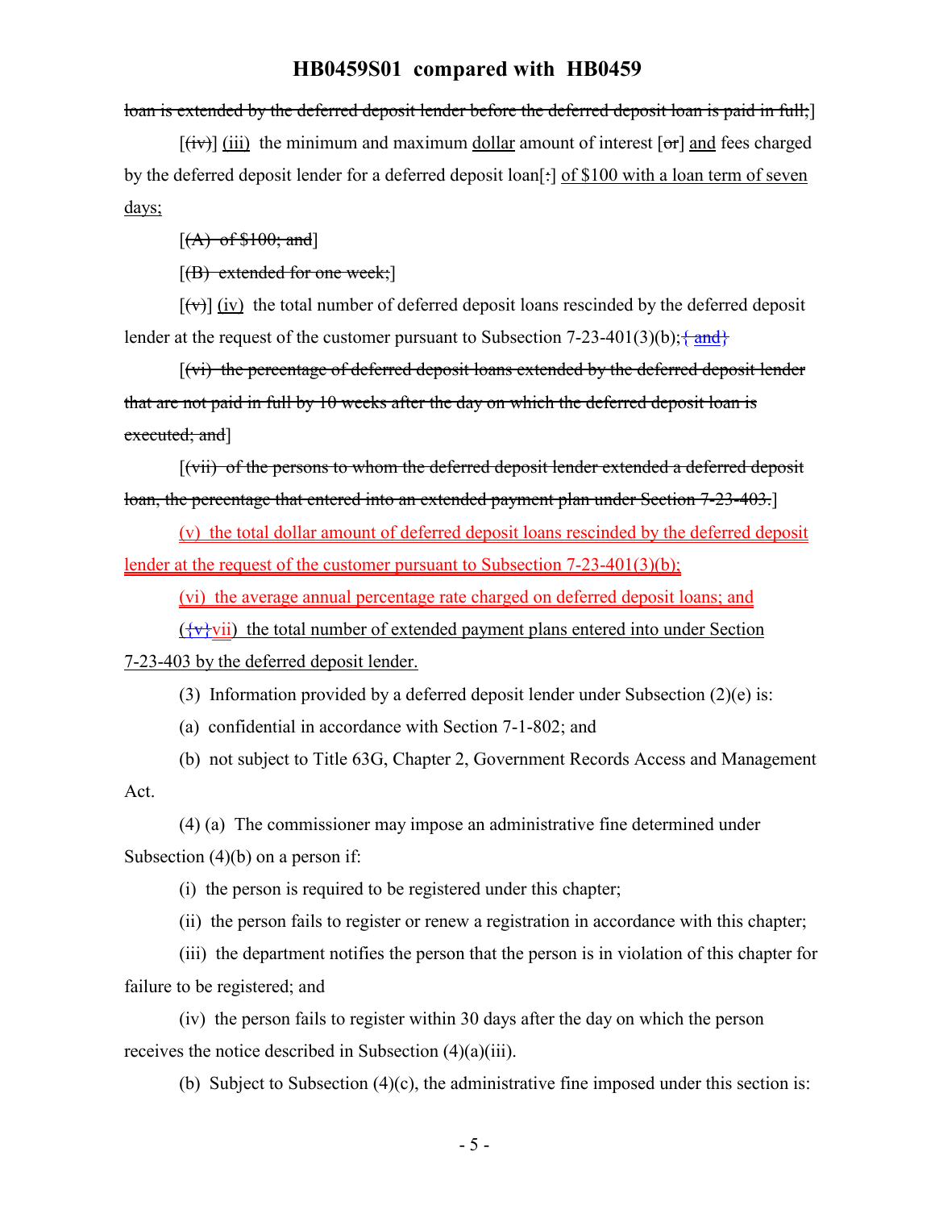~~loan is extended by the deferred deposit lender before the deferred deposit loan is paid in full;~~]

[~~(iv)~~] <u>(iii)</u> the minimum and maximum <u>dollar</u> amount of interest [~~or~~] <u>and</u> fees charged by the deferred deposit lender for a deferred deposit loan[~~:~~] <u>of $100 with a loan term of seven days;</u>

[~~(A) of $100; and~~]

[~~(B) extended for one week;~~]

[~~(v)~~] <u>(iv)</u> the total number of deferred deposit loans rescinded by the deferred deposit lender at the request of the customer pursuant to Subsection 7-23-401(3)(b);~~{ and}~~

[~~(vi) the percentage of deferred deposit loans extended by the deferred deposit lender that are not paid in full by 10 weeks after the day on which the deferred deposit loan is executed; and~~]

[~~(vii) of the persons to whom the deferred deposit lender extended a deferred deposit loan, the percentage that entered into an extended payment plan under Section 7-23-403.~~]

<u>(v) the total dollar amount of deferred deposit loans rescinded by the deferred deposit lender at the request of the customer pursuant to Subsection 7-23-401(3)(b);</u>

<u>(vi) the average annual percentage rate charged on deferred deposit loans; and</u>

<u>(~~{v}~~vii) the total number of extended payment plans entered into under Section 7-23-403 by the deferred deposit lender.</u>

(3) Information provided by a deferred deposit lender under Subsection (2)(e) is:

(a) confidential in accordance with Section 7-1-802; and

(b) not subject to Title 63G, Chapter 2, Government Records Access and Management Act.

(4) (a) The commissioner may impose an administrative fine determined under Subsection (4)(b) on a person if:

(i) the person is required to be registered under this chapter;

(ii) the person fails to register or renew a registration in accordance with this chapter;

(iii) the department notifies the person that the person is in violation of this chapter for failure to be registered; and

(iv) the person fails to register within 30 days after the day on which the person receives the notice described in Subsection (4)(a)(iii).

(b) Subject to Subsection (4)(c), the administrative fine imposed under this section is: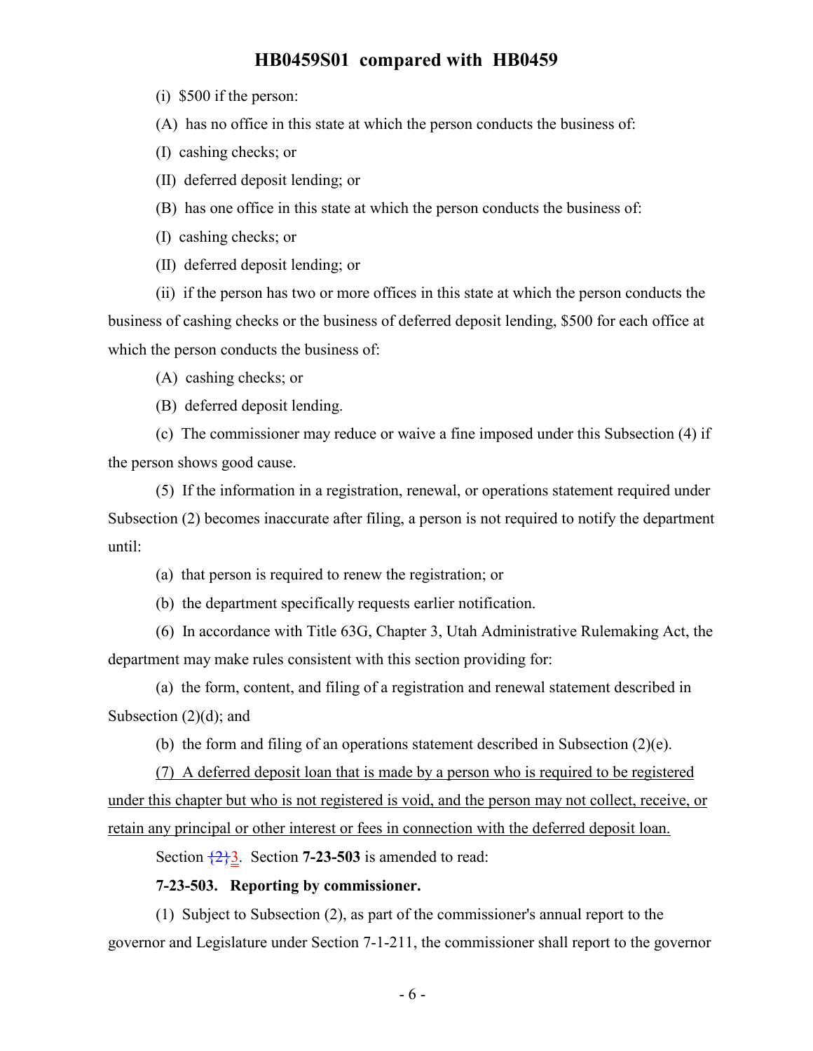(i) $500 if the person:

(A) has no office in this state at which the person conducts the business of:

(I) cashing checks; or

(II) deferred deposit lending; or

(B) has one office in this state at which the person conducts the business of:

(I) cashing checks; or

(II) deferred deposit lending; or

(ii) if the person has two or more offices in this state at which the person conducts the business of cashing checks or the business of deferred deposit lending, $500 for each office at which the person conducts the business of:

(A) cashing checks; or

(B) deferred deposit lending.

(c) The commissioner may reduce or waive a fine imposed under this Subsection (4) if the person shows good cause.

(5) If the information in a registration, renewal, or operations statement required under Subsection (2) becomes inaccurate after filing, a person is not required to notify the department until:

(a) that person is required to renew the registration; or

(b) the department specifically requests earlier notification.

(6) In accordance with Title 63G, Chapter 3, Utah Administrative Rulemaking Act, the department may make rules consistent with this section providing for:

(a) the form, content, and filing of a registration and renewal statement described in Subsection (2)(d); and

(b) the form and filing of an operations statement described in Subsection (2)(e).

(7) A deferred deposit loan that is made by a person who is required to be registered under this chapter but who is not registered is void, and the person may not collect, receive, or retain any principal or other interest or fees in connection with the deferred deposit loan.

Section {2}3. Section **7-23-503** is amended to read:

**7-23-503. Reporting by commissioner.**

(1) Subject to Subsection (2), as part of the commissioner's annual report to the governor and Legislature under Section 7-1-211, the commissioner shall report to the governor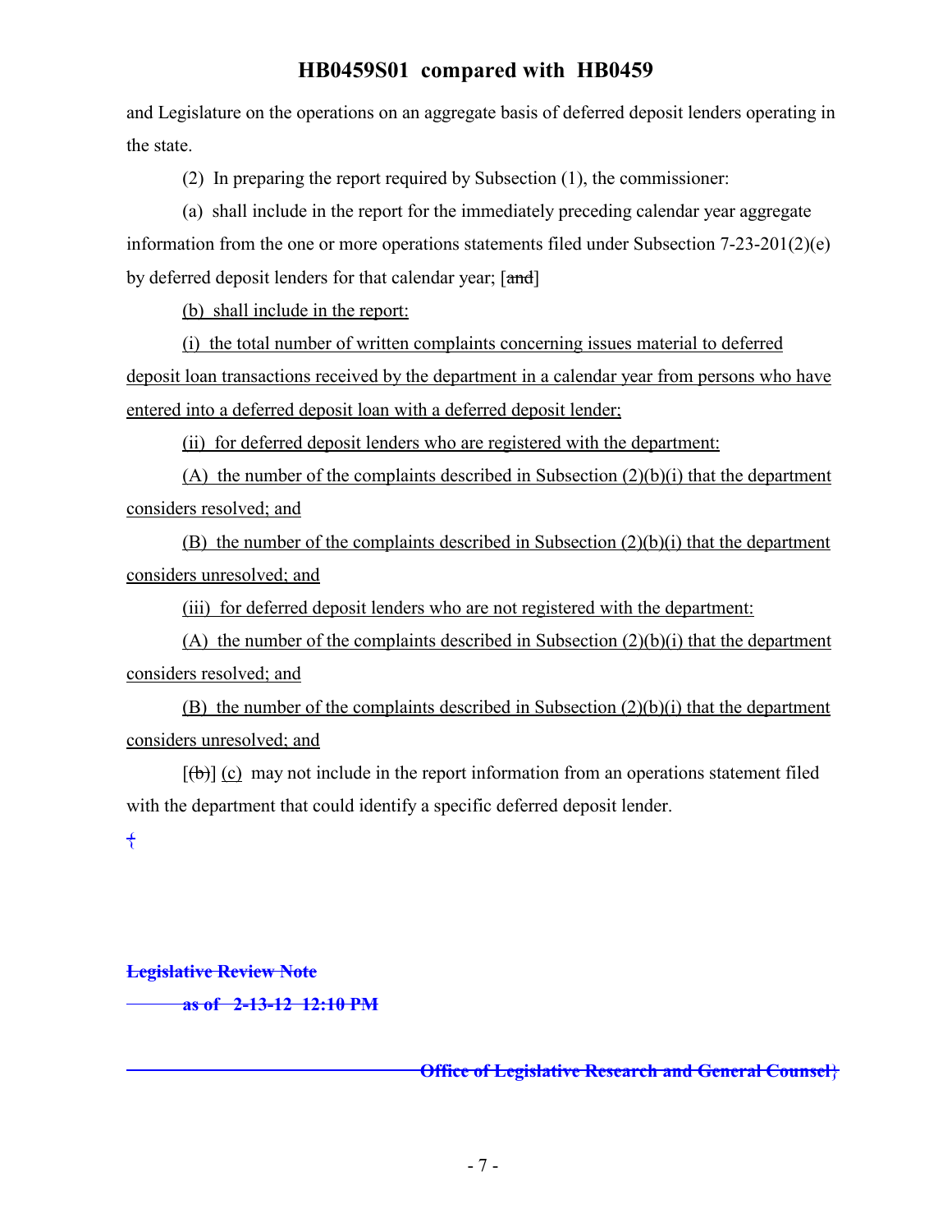and Legislature on the operations on an aggregate basis of deferred deposit lenders operating in the state.

(2) In preparing the report required by Subsection (1), the commissioner:

(a) shall include in the report for the immediately preceding calendar year aggregate information from the one or more operations statements filed under Subsection 7-23-201(2)(e) by deferred deposit lenders for that calendar year; [~~and~~]

(b) shall include in the report:

(i) the total number of written complaints concerning issues material to deferred deposit loan transactions received by the department in a calendar year from persons who have entered into a deferred deposit loan with a deferred deposit lender;

(ii) for deferred deposit lenders who are registered with the department:

(A) the number of the complaints described in Subsection (2)(b)(i) that the department considers resolved; and

(B) the number of the complaints described in Subsection (2)(b)(i) that the department considers unresolved; and

(iii) for deferred deposit lenders who are not registered with the department:

(A) the number of the complaints described in Subsection (2)(b)(i) that the department considers resolved; and

(B) the number of the complaints described in Subsection (2)(b)(i) that the department considers unresolved; and

[~~(b)~~] (c) may not include in the report information from an operations statement filed with the department that could identify a specific deferred deposit lender.

{

~~**Legislative Review Note**~~

~~**as of 2-13-12 12:10 PM**~~

~~**Office of Legislative Research and General Counsel**~~}